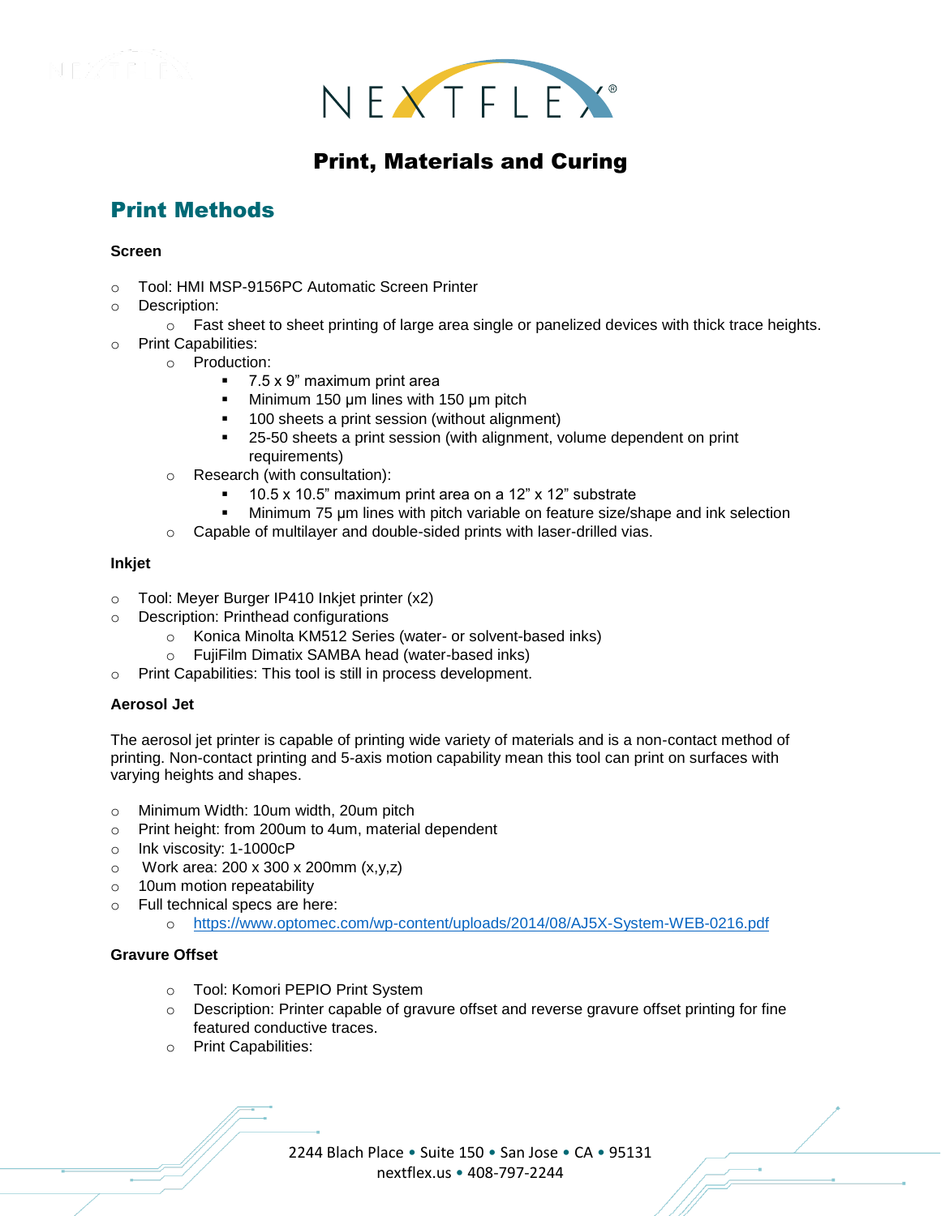# Print, Materials and Curing

## Print Methods

**Screen**

- Tool: HMI MSP-9156PC Automatic Screen Printer
- Description:
  - Fast sheet to sheet printing of large area single or panelized devices with thick trace heights.
- Print Capabilities:
  - Production:
    - 7.5 x 9" maximum print area
    - Minimum 150 µm lines with 150 µm pitch
    - 100 sheets a print session (without alignment)
    - 25-50 sheets a print session (with alignment, volume dependent on print requirements)
  - Research (with consultation):
    - 10.5 x 10.5" maximum print area on a 12" x 12" substrate
    - Minimum 75 µm lines with pitch variable on feature size/shape and ink selection
  - Capable of multilayer and double-sided prints with laser-drilled vias.

**Inkjet**

- Tool: Meyer Burger IP410 Inkjet printer (x2)
- Description: Printhead configurations
  - Konica Minolta KM512 Series (water- or solvent-based inks)
  - FujiFilm Dimatix SAMBA head (water-based inks)
- Print Capabilities: This tool is still in process development.

**Aerosol Jet**

The aerosol jet printer is capable of printing wide variety of materials and is a non-contact method of printing. Non-contact printing and 5-axis motion capability mean this tool can print on surfaces with varying heights and shapes.

- Minimum Width: 10um width, 20um pitch
- Print height: from 200um to 4um, material dependent
- Ink viscosity: 1-1000cP
- Work area: 200 x 300 x 200mm (x,y,z)
- 10um motion repeatability
- Full technical specs are here:
  - https://www.optomec.com/wp-content/uploads/2014/08/AJ5X-System-WEB-0216.pdf

**Gravure Offset**

- Tool: Komori PEPIO Print System
- Description: Printer capable of gravure offset and reverse gravure offset printing for fine featured conductive traces.
- Print Capabilities: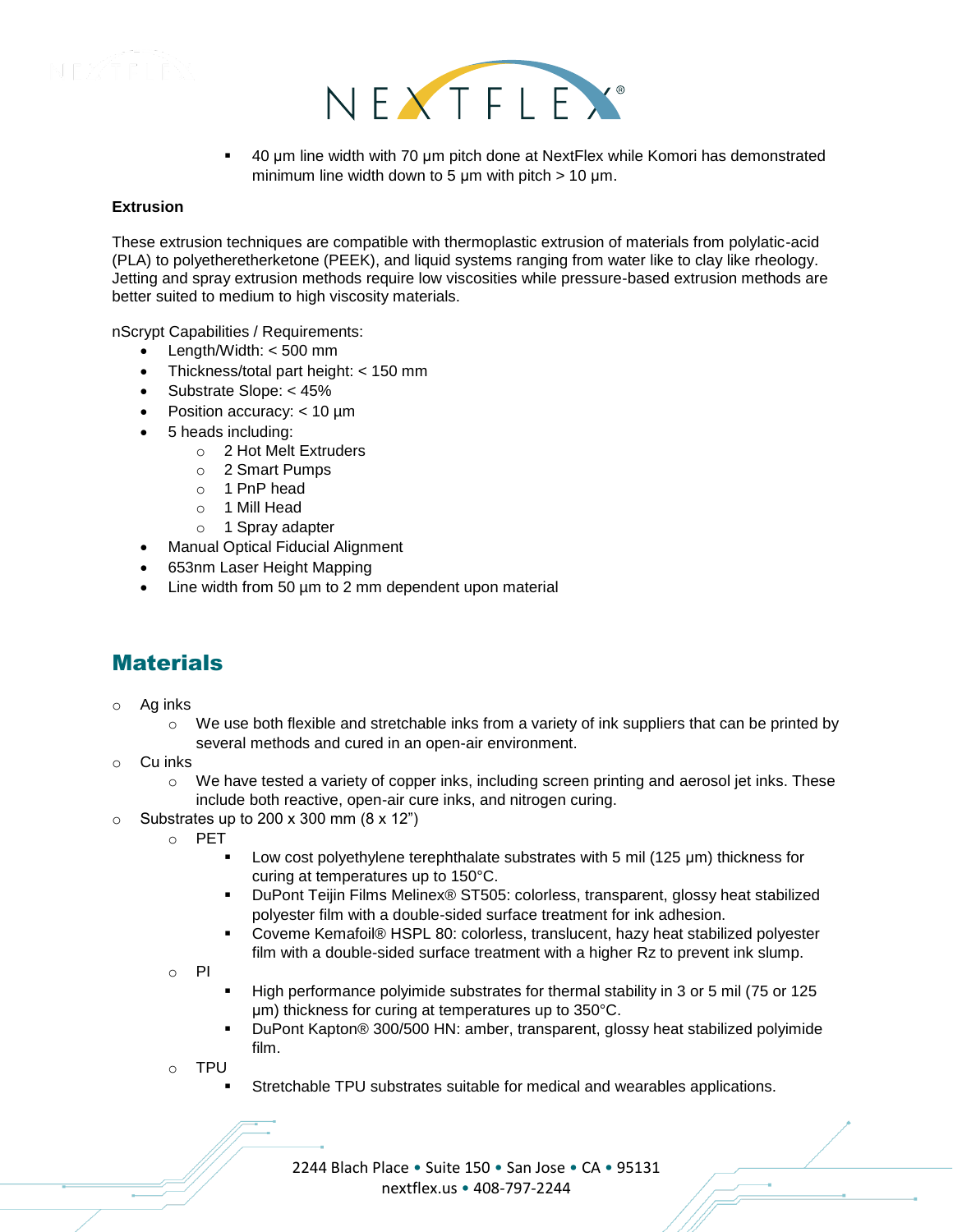- 40 µm line width with 70 µm pitch done at NextFlex while Komori has demonstrated minimum line width down to 5 µm with pitch > 10 µm.

**Extrusion**

These extrusion techniques are compatible with thermoplastic extrusion of materials from polylatic-acid (PLA) to polyetheretherketone (PEEK), and liquid systems ranging from water like to clay like rheology. Jetting and spray extrusion methods require low viscosities while pressure-based extrusion methods are better suited to medium to high viscosity materials.

nScrypt Capabilities / Requirements:

- Length/Width: < 500 mm
- Thickness/total part height: < 150 mm
- Substrate Slope: < 45%
- Position accuracy: < 10 µm
- 5 heads including:
  - 2 Hot Melt Extruders
  - 2 Smart Pumps
  - 1 PnP head
  - 1 Mill Head
  - 1 Spray adapter
- Manual Optical Fiducial Alignment
- 653nm Laser Height Mapping
- Line width from 50 µm to 2 mm dependent upon material

## Materials

- Ag inks
  - We use both flexible and stretchable inks from a variety of ink suppliers that can be printed by several methods and cured in an open-air environment.
- Cu inks
  - We have tested a variety of copper inks, including screen printing and aerosol jet inks. These include both reactive, open-air cure inks, and nitrogen curing.
- Substrates up to 200 x 300 mm (8 x 12")
  - PET
    - Low cost polyethylene terephthalate substrates with 5 mil (125 µm) thickness for curing at temperatures up to 150°C.
    - DuPont Teijin Films Melinex® ST505: colorless, transparent, glossy heat stabilized polyester film with a double-sided surface treatment for ink adhesion.
    - Coveme Kemafoil® HSPL 80: colorless, translucent, hazy heat stabilized polyester film with a double-sided surface treatment with a higher Rz to prevent ink slump.
  - PI
    - High performance polyimide substrates for thermal stability in 3 or 5 mil (75 or 125 µm) thickness for curing at temperatures up to 350°C.
    - DuPont Kapton® 300/500 HN: amber, transparent, glossy heat stabilized polyimide film.
  - TPU
    - Stretchable TPU substrates suitable for medical and wearables applications.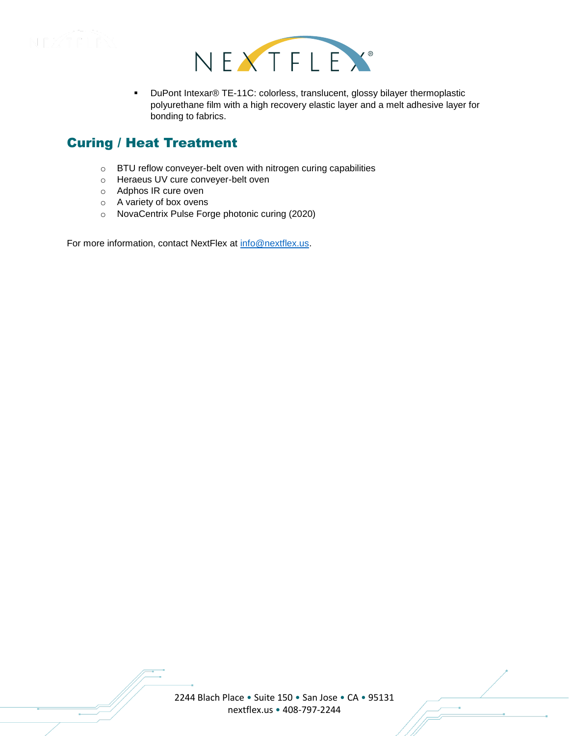- DuPont Intexar® TE-11C: colorless, translucent, glossy bilayer thermoplastic polyurethane film with a high recovery elastic layer and a melt adhesive layer for bonding to fabrics.

## Curing / Heat Treatment

- BTU reflow conveyer-belt oven with nitrogen curing capabilities
- Heraeus UV cure conveyer-belt oven
- Adphos IR cure oven
- A variety of box ovens
- NovaCentrix Pulse Forge photonic curing (2020)

For more information, contact NextFlex at info@nextflex.us.